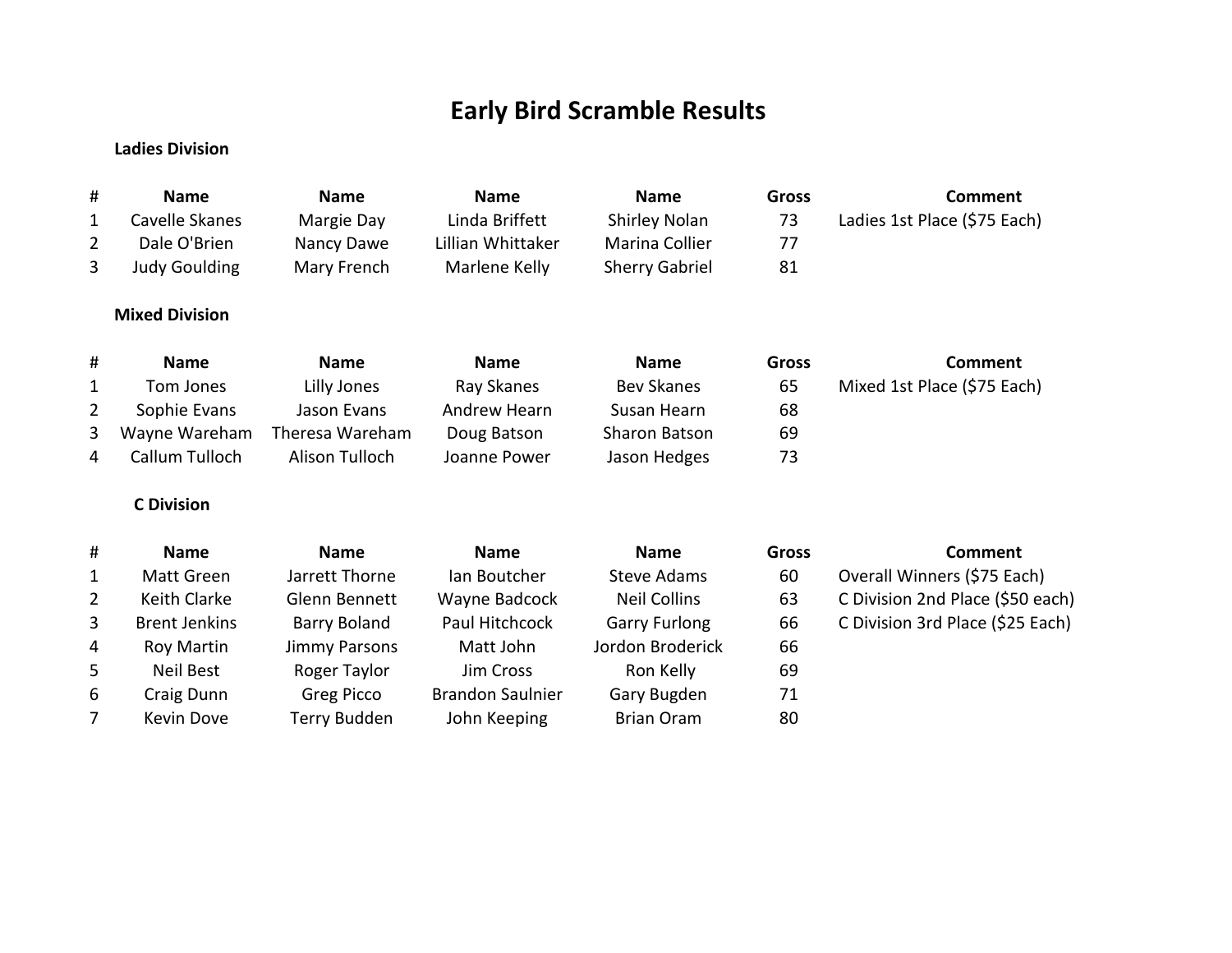# Early Bird Scramble Results

**Ladies Division**

| # | Name | Name | Name | Name | Gross | Comment |
|---|---|---|---|---|---|---|
| 1 | Cavelle Skanes | Margie Day | Linda Briffett | Shirley Nolan | 73 | Ladies 1st Place ($75 Each) |
| 2 | Dale O'Brien | Nancy Dawe | Lillian Whittaker | Marina Collier | 77 | |
| 3 | Judy Goulding | Mary French | Marlene Kelly | Sherry Gabriel | 81 | |

**Mixed Division**

| # | Name | Name | Name | Name | Gross | Comment |
|---|---|---|---|---|---|---|
| 1 | Tom Jones | Lilly Jones | Ray Skanes | Bev Skanes | 65 | Mixed 1st Place ($75 Each) |
| 2 | Sophie Evans | Jason Evans | Andrew Hearn | Susan Hearn | 68 | |
| 3 | Wayne Wareham | Theresa Wareham | Doug Batson | Sharon Batson | 69 | |
| 4 | Callum Tulloch | Alison Tulloch | Joanne Power | Jason Hedges | 73 | |

**C Division**

| # | Name | Name | Name | Name | Gross | Comment |
|---|---|---|---|---|---|---|
| 1 | Matt Green | Jarrett Thorne | Ian Boutcher | Steve Adams | 60 | Overall Winners ($75 Each) |
| 2 | Keith Clarke | Glenn Bennett | Wayne Badcock | Neil Collins | 63 | C Division 2nd Place ($50 each) |
| 3 | Brent Jenkins | Barry Boland | Paul Hitchcock | Garry Furlong | 66 | C Division 3rd Place ($25 Each) |
| 4 | Roy Martin | Jimmy Parsons | Matt John | Jordon Broderick | 66 | |
| 5 | Neil Best | Roger Taylor | Jim Cross | Ron Kelly | 69 | |
| 6 | Craig Dunn | Greg Picco | Brandon Saulnier | Gary Bugden | 71 | |
| 7 | Kevin Dove | Terry Budden | John Keeping | Brian Oram | 80 | |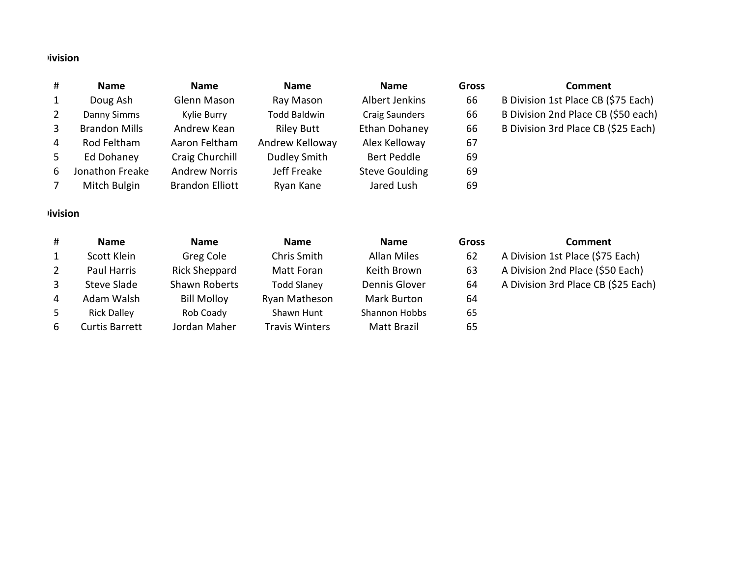**ivision**

| # | Name | Name | Name | Name | Gross | Comment |
|---|---|---|---|---|---|---|
| 1 | Doug Ash | Glenn Mason | Ray Mason | Albert Jenkins | 66 | B Division 1st Place CB ($75 Each) |
| 2 | Danny Simms | Kylie Burry | Todd Baldwin | Craig Saunders | 66 | B Division 2nd Place CB ($50 each) |
| 3 | Brandon Mills | Andrew Kean | Riley Butt | Ethan Dohaney | 66 | B Division 3rd Place CB ($25 Each) |
| 4 | Rod Feltham | Aaron Feltham | Andrew Kelloway | Alex Kelloway | 67 | |
| 5 | Ed Dohaney | Craig Churchill | Dudley Smith | Bert Peddle | 69 | |
| 6 | Jonathon Freake | Andrew Norris | Jeff Freake | Steve Goulding | 69 | |
| 7 | Mitch Bulgin | Brandon Elliott | Ryan Kane | Jared Lush | 69 | |

**ivision**

| # | Name | Name | Name | Name | Gross | Comment |
|---|---|---|---|---|---|---|
| 1 | Scott Klein | Greg Cole | Chris Smith | Allan Miles | 62 | A Division 1st Place ($75 Each) |
| 2 | Paul Harris | Rick Sheppard | Matt Foran | Keith Brown | 63 | A Division 2nd Place ($50 Each) |
| 3 | Steve Slade | Shawn Roberts | Todd Slaney | Dennis Glover | 64 | A Division 3rd Place CB ($25 Each) |
| 4 | Adam Walsh | Bill Molloy | Ryan Matheson | Mark Burton | 64 | |
| 5 | Rick Dalley | Rob Coady | Shawn Hunt | Shannon Hobbs | 65 | |
| 6 | Curtis Barrett | Jordan Maher | Travis Winters | Matt Brazil | 65 | |